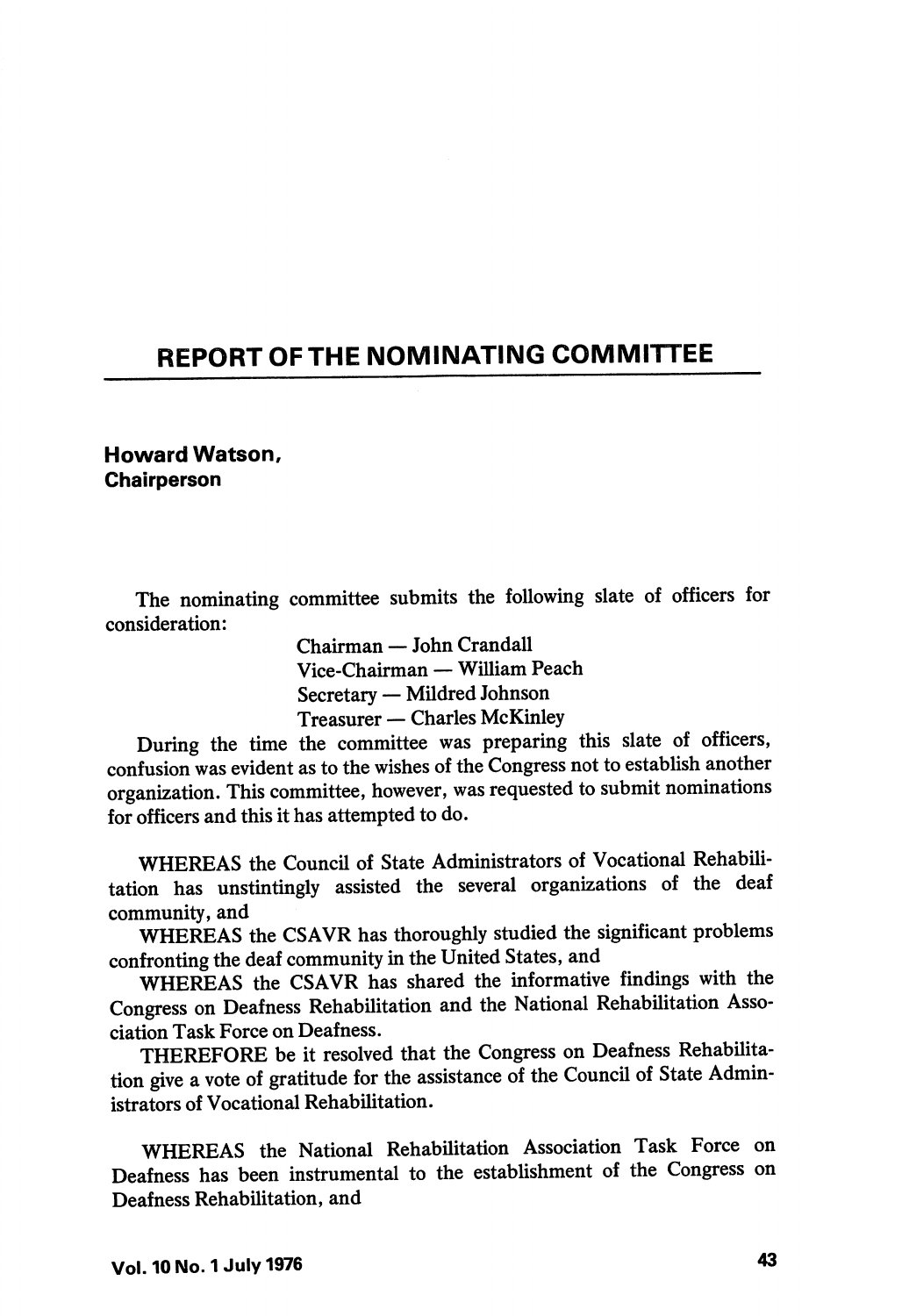# REPORT OF THE NOMINATING COMMITTEE

**Howard Watson, Chairperson**

The nominating committee submits the following slate of officers for consideration:

Chairman — John Crandall
Vice-Chairman — William Peach
Secretary — Mildred Johnson
Treasurer — Charles McKinley

During the time the committee was preparing this slate of officers, confusion was evident as to the wishes of the Congress not to establish another organization. This committee, however, was requested to submit nominations for officers and this it has attempted to do.

WHEREAS the Council of State Administrators of Vocational Rehabilitation has unstintingly assisted the several organizations of the deaf community, and

WHEREAS the CSAVR has thoroughly studied the significant problems confronting the deaf community in the United States, and

WHEREAS the CSAVR has shared the informative findings with the Congress on Deafness Rehabilitation and the National Rehabilitation Association Task Force on Deafness.

THEREFORE be it resolved that the Congress on Deafness Rehabilitation give a vote of gratitude for the assistance of the Council of State Administrators of Vocational Rehabilitation.

WHEREAS the National Rehabilitation Association Task Force on Deafness has been instrumental to the establishment of the Congress on Deafness Rehabilitation, and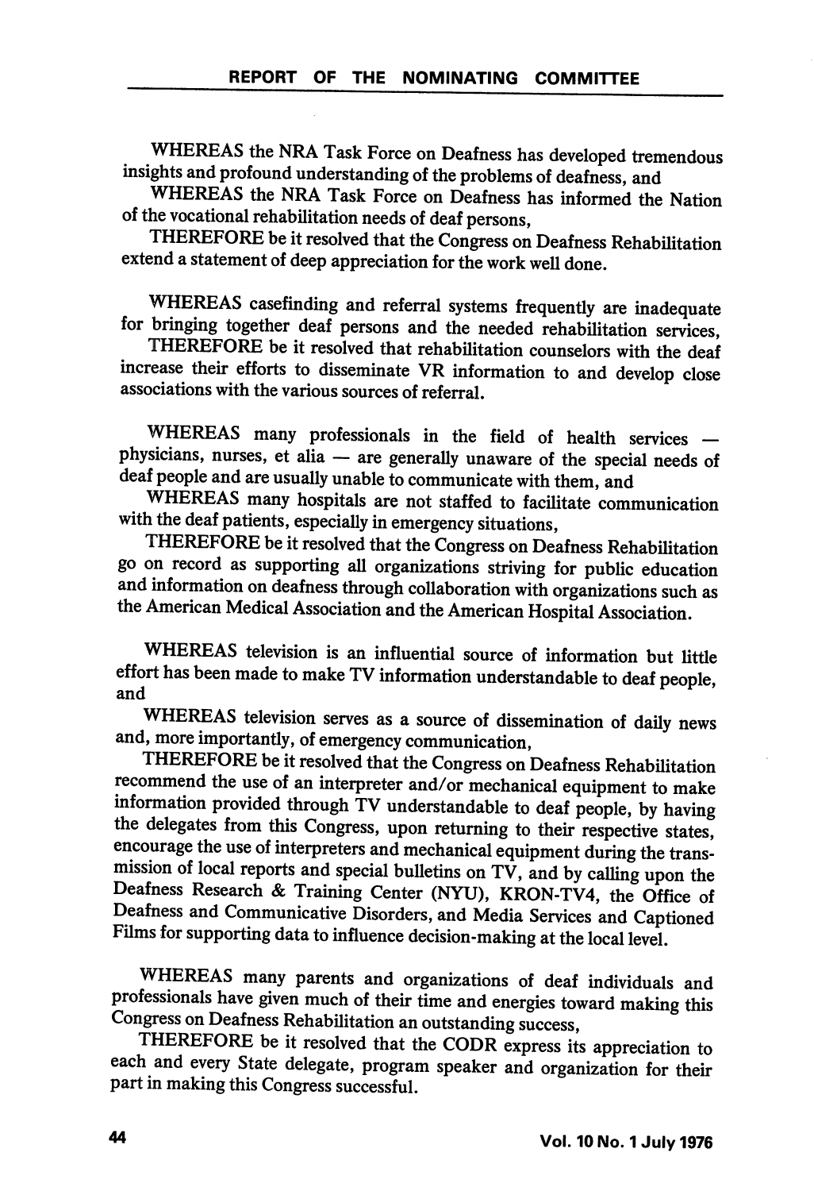WHEREAS the NRA Task Force on Deafness has developed tremendous insights and profound understanding of the problems of deafness, and

WHEREAS the NRA Task Force on Deafness has informed the Nation of the vocational rehabilitation needs of deaf persons,

THEREFORE be it resolved that the Congress on Deafness Rehabilitation extend a statement of deep appreciation for the work well done.

WHEREAS casefinding and referral systems frequently are inadequate for bringing together deaf persons and the needed rehabilitation services,

THEREFORE be it resolved that rehabilitation counselors with the deaf increase their efforts to disseminate VR information to and develop close associations with the various sources of referral.

WHEREAS many professionals in the field of health services — physicians, nurses, et alia — are generally unaware of the special needs of deaf people and are usually unable to communicate with them, and

WHEREAS many hospitals are not staffed to facilitate communication with the deaf patients, especially in emergency situations,

THEREFORE be it resolved that the Congress on Deafness Rehabilitation go on record as supporting all organizations striving for public education and information on deafness through collaboration with organizations such as the American Medical Association and the American Hospital Association.

WHEREAS television is an influential source of information but little effort has been made to make TV information understandable to deaf people, and

WHEREAS television serves as a source of dissemination of daily news and, more importantly, of emergency communication,

THEREFORE be it resolved that the Congress on Deafness Rehabilitation recommend the use of an interpreter and/or mechanical equipment to make information provided through TV understandable to deaf people, by having the delegates from this Congress, upon returning to their respective states, encourage the use of interpreters and mechanical equipment during the transmission of local reports and special bulletins on TV, and by calling upon the Deafness Research & Training Center (NYU), KRON-TV4, the Office of Deafness and Communicative Disorders, and Media Services and Captioned Films for supporting data to influence decision-making at the local level.

WHEREAS many parents and organizations of deaf individuals and professionals have given much of their time and energies toward making this Congress on Deafness Rehabilitation an outstanding success,

THEREFORE be it resolved that the CODR express its appreciation to each and every State delegate, program speaker and organization for their part in making this Congress successful.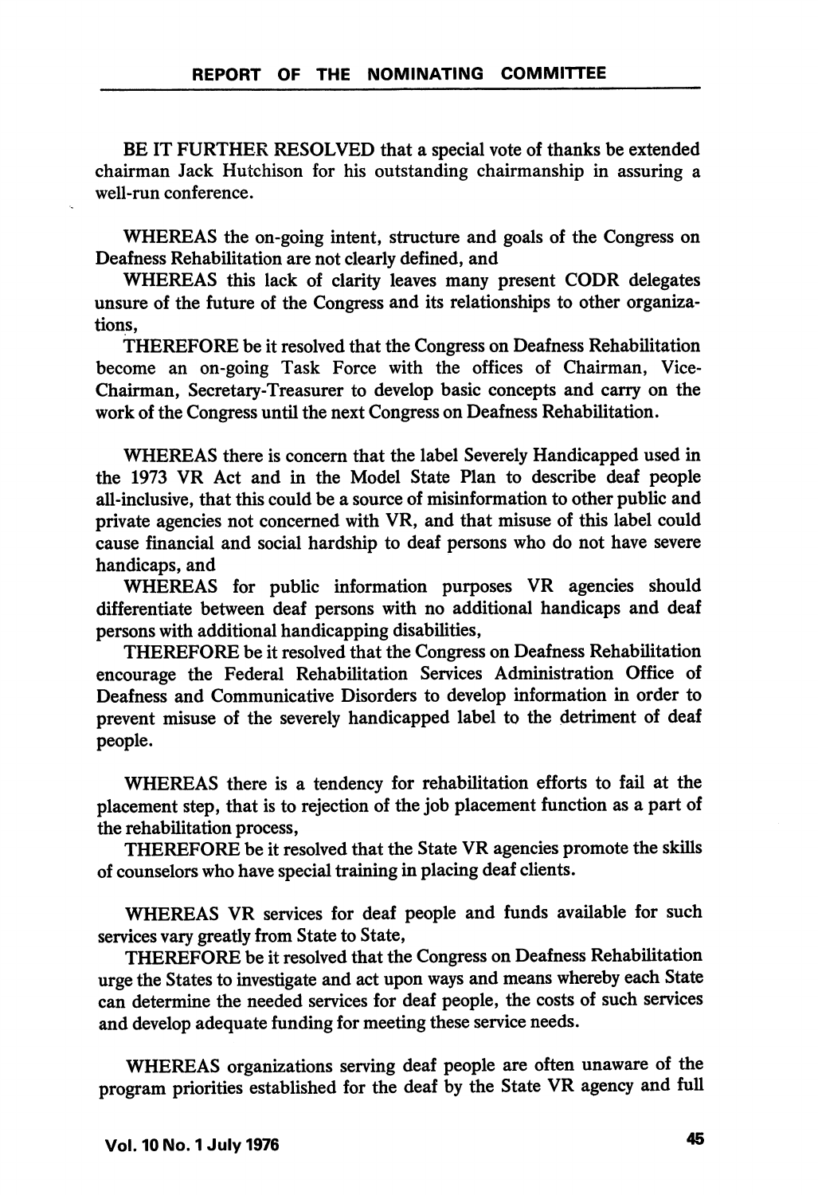BE IT FURTHER RESOLVED that a special vote of thanks be extended chairman Jack Hutchison for his outstanding chairmanship in assuring a well-run conference.

WHEREAS the on-going intent, structure and goals of the Congress on Deafness Rehabilitation are not clearly defined, and

WHEREAS this lack of clarity leaves many present CODR delegates unsure of the future of the Congress and its relationships to other organizations,

THEREFORE be it resolved that the Congress on Deafness Rehabilitation become an on-going Task Force with the offices of Chairman, Vice-Chairman, Secretary-Treasurer to develop basic concepts and carry on the work of the Congress until the next Congress on Deafness Rehabilitation.

WHEREAS there is concern that the label Severely Handicapped used in the 1973 VR Act and in the Model State Plan to describe deaf people all-inclusive, that this could be a source of misinformation to other public and private agencies not concerned with VR, and that misuse of this label could cause financial and social hardship to deaf persons who do not have severe handicaps, and

WHEREAS for public information purposes VR agencies should differentiate between deaf persons with no additional handicaps and deaf persons with additional handicapping disabilities,

THEREFORE be it resolved that the Congress on Deafness Rehabilitation encourage the Federal Rehabilitation Services Administration Office of Deafness and Communicative Disorders to develop information in order to prevent misuse of the severely handicapped label to the detriment of deaf people.

WHEREAS there is a tendency for rehabilitation efforts to fail at the placement step, that is to rejection of the job placement function as a part of the rehabilitation process,

THEREFORE be it resolved that the State VR agencies promote the skills of counselors who have special training in placing deaf clients.

WHEREAS VR services for deaf people and funds available for such services vary greatly from State to State,

THEREFORE be it resolved that the Congress on Deafness Rehabilitation urge the States to investigate and act upon ways and means whereby each State can determine the needed services for deaf people, the costs of such services and develop adequate funding for meeting these service needs.

WHEREAS organizations serving deaf people are often unaware of the program priorities established for the deaf by the State VR agency and full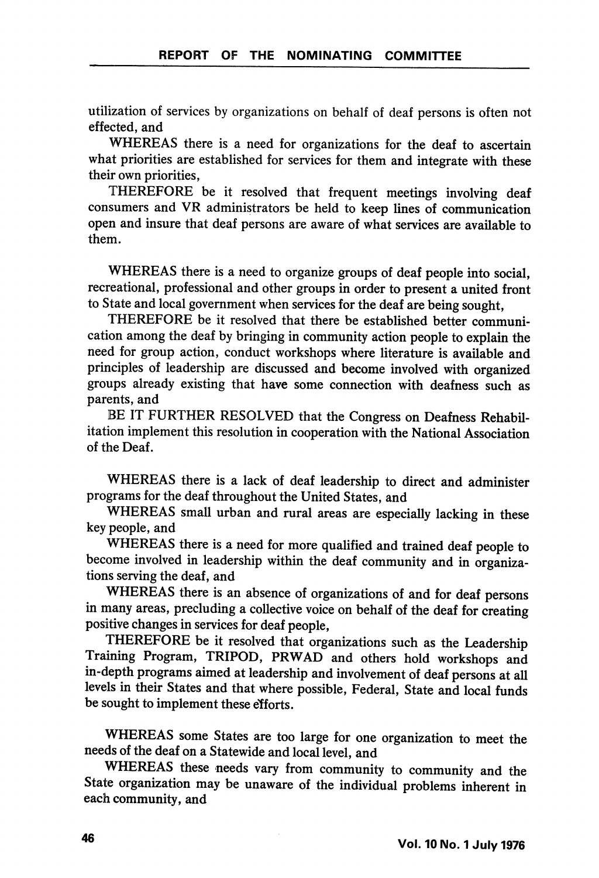utilization of services by organizations on behalf of deaf persons is often not effected, and

WHEREAS there is a need for organizations for the deaf to ascertain what priorities are established for services for them and integrate with these their own priorities,

THEREFORE be it resolved that frequent meetings involving deaf consumers and VR administrators be held to keep lines of communication open and insure that deaf persons are aware of what services are available to them.

WHEREAS there is a need to organize groups of deaf people into social, recreational, professional and other groups in order to present a united front to State and local government when services for the deaf are being sought,

THEREFORE be it resolved that there be established better communication among the deaf by bringing in community action people to explain the need for group action, conduct workshops where literature is available and principles of leadership are discussed and become involved with organized groups already existing that have some connection with deafness such as parents, and

BE IT FURTHER RESOLVED that the Congress on Deafness Rehabilitation implement this resolution in cooperation with the National Association of the Deaf.

WHEREAS there is a lack of deaf leadership to direct and administer programs for the deaf throughout the United States, and

WHEREAS small urban and rural areas are especially lacking in these key people, and

WHEREAS there is a need for more qualified and trained deaf people to become involved in leadership within the deaf community and in organizations serving the deaf, and

WHEREAS there is an absence of organizations of and for deaf persons in many areas, precluding a collective voice on behalf of the deaf for creating positive changes in services for deaf people,

THEREFORE be it resolved that organizations such as the Leadership Training Program, TRIPOD, PRWAD and others hold workshops and in-depth programs aimed at leadership and involvement of deaf persons at all levels in their States and that where possible, Federal, State and local funds be sought to implement these efforts.

WHEREAS some States are too large for one organization to meet the needs of the deaf on a Statewide and local level, and

WHEREAS these needs vary from community to community and the State organization may be unaware of the individual problems inherent in each community, and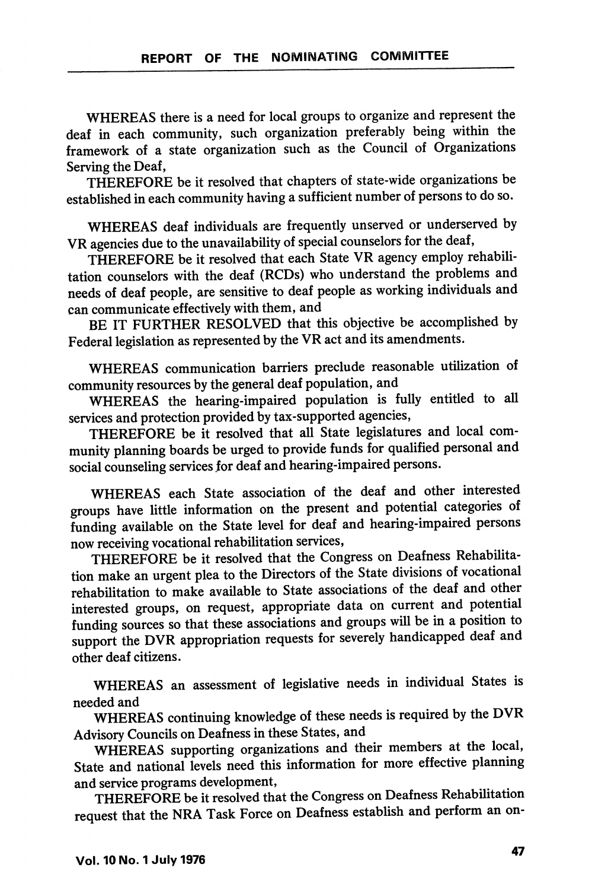WHEREAS there is a need for local groups to organize and represent the deaf in each community, such organization preferably being within the framework of a state organization such as the Council of Organizations Serving the Deaf,

THEREFORE be it resolved that chapters of state-wide organizations be established in each community having a sufficient number of persons to do so.

WHEREAS deaf individuals are frequently unserved or underserved by VR agencies due to the unavailability of special counselors for the deaf,

THEREFORE be it resolved that each State VR agency employ rehabilitation counselors with the deaf (RCDs) who understand the problems and needs of deaf people, are sensitive to deaf people as working individuals and can communicate effectively with them, and

BE IT FURTHER RESOLVED that this objective be accomplished by Federal legislation as represented by the VR act and its amendments.

WHEREAS communication barriers preclude reasonable utilization of community resources by the general deaf population, and

WHEREAS the hearing-impaired population is fully entitled to all services and protection provided by tax-supported agencies,

THEREFORE be it resolved that all State legislatures and local community planning boards be urged to provide funds for qualified personal and social counseling services for deaf and hearing-impaired persons.

WHEREAS each State association of the deaf and other interested groups have little information on the present and potential categories of funding available on the State level for deaf and hearing-impaired persons now receiving vocational rehabilitation services,

THEREFORE be it resolved that the Congress on Deafness Rehabilitation make an urgent plea to the Directors of the State divisions of vocational rehabilitation to make available to State associations of the deaf and other interested groups, on request, appropriate data on current and potential funding sources so that these associations and groups will be in a position to support the DVR appropriation requests for severely handicapped deaf and other deaf citizens.

WHEREAS an assessment of legislative needs in individual States is needed and

WHEREAS continuing knowledge of these needs is required by the DVR Advisory Councils on Deafness in these States, and

WHEREAS supporting organizations and their members at the local, State and national levels need this information for more effective planning and service programs development,

THEREFORE be it resolved that the Congress on Deafness Rehabilitation request that the NRA Task Force on Deafness establish and perform an on-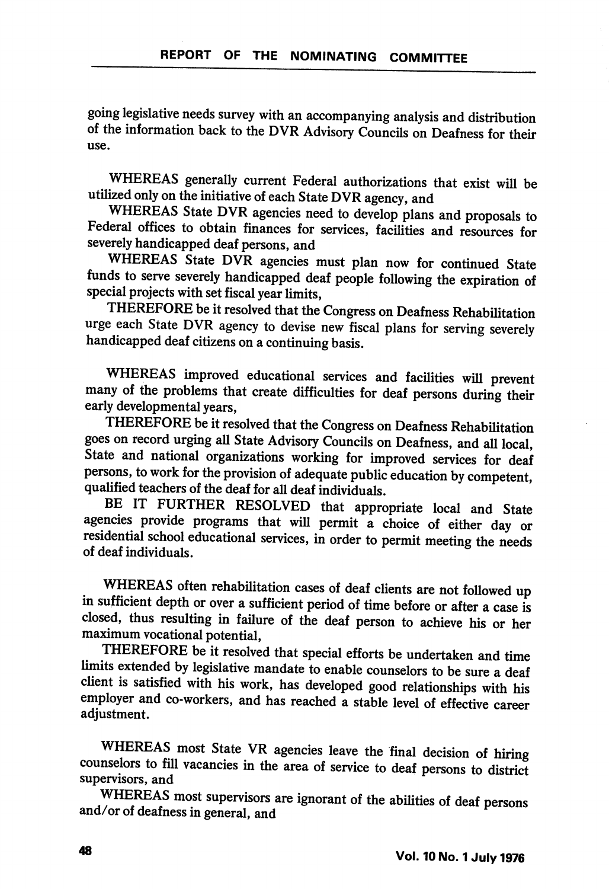going legislative needs survey with an accompanying analysis and distribution of the information back to the DVR Advisory Councils on Deafness for their use.

WHEREAS generally current Federal authorizations that exist will be utilized only on the initiative of each State DVR agency, and

WHEREAS State DVR agencies need to develop plans and proposals to Federal offices to obtain finances for services, facilities and resources for severely handicapped deaf persons, and

WHEREAS State DVR agencies must plan now for continued State funds to serve severely handicapped deaf people following the expiration of special projects with set fiscal year limits,

THEREFORE be it resolved that the Congress on Deafness Rehabilitation urge each State DVR agency to devise new fiscal plans for serving severely handicapped deaf citizens on a continuing basis.

WHEREAS improved educational services and facilities will prevent many of the problems that create difficulties for deaf persons during their early developmental years,

THEREFORE be it resolved that the Congress on Deafness Rehabilitation goes on record urging all State Advisory Councils on Deafness, and all local, State and national organizations working for improved services for deaf persons, to work for the provision of adequate public education by competent, qualified teachers of the deaf for all deaf individuals.

BE IT FURTHER RESOLVED that appropriate local and State agencies provide programs that will permit a choice of either day or residential school educational services, in order to permit meeting the needs of deaf individuals.

WHEREAS often rehabilitation cases of deaf clients are not followed up in sufficient depth or over a sufficient period of time before or after a case is closed, thus resulting in failure of the deaf person to achieve his or her maximum vocational potential,

THEREFORE be it resolved that special efforts be undertaken and time limits extended by legislative mandate to enable counselors to be sure a deaf client is satisfied with his work, has developed good relationships with his employer and co-workers, and has reached a stable level of effective career adjustment.

WHEREAS most State VR agencies leave the final decision of hiring counselors to fill vacancies in the area of service to deaf persons to district supervisors, and

WHEREAS most supervisors are ignorant of the abilities of deaf persons and/or of deafness in general, and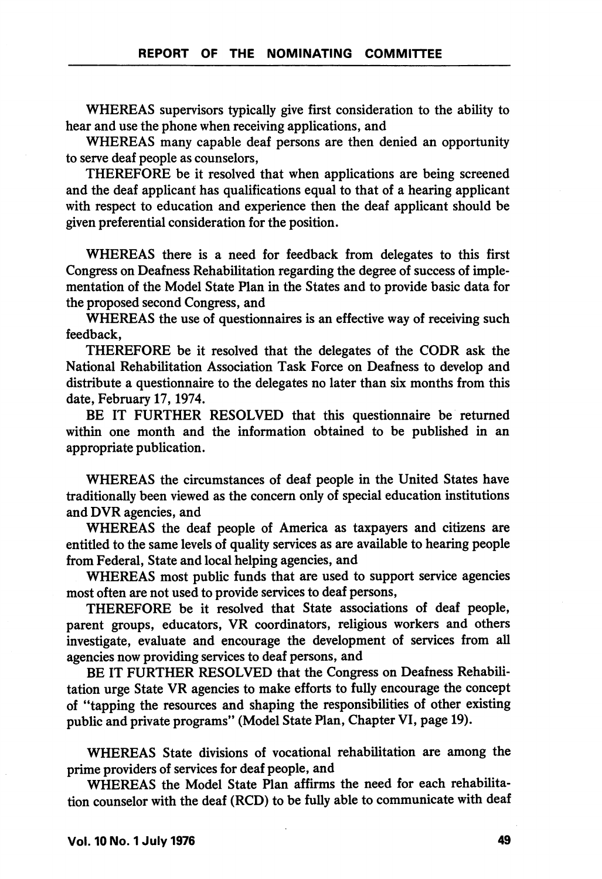WHEREAS supervisors typically give first consideration to the ability to hear and use the phone when receiving applications, and

WHEREAS many capable deaf persons are then denied an opportunity to serve deaf people as counselors,

THEREFORE be it resolved that when applications are being screened and the deaf applicant has qualifications equal to that of a hearing applicant with respect to education and experience then the deaf applicant should be given preferential consideration for the position.

WHEREAS there is a need for feedback from delegates to this first Congress on Deafness Rehabilitation regarding the degree of success of implementation of the Model State Plan in the States and to provide basic data for the proposed second Congress, and

WHEREAS the use of questionnaires is an effective way of receiving such feedback,

THEREFORE be it resolved that the delegates of the CODR ask the National Rehabilitation Association Task Force on Deafness to develop and distribute a questionnaire to the delegates no later than six months from this date, February 17, 1974.

BE IT FURTHER RESOLVED that this questionnaire be returned within one month and the information obtained to be published in an appropriate publication.

WHEREAS the circumstances of deaf people in the United States have traditionally been viewed as the concern only of special education institutions and DVR agencies, and

WHEREAS the deaf people of America as taxpayers and citizens are entitled to the same levels of quality services as are available to hearing people from Federal, State and local helping agencies, and

WHEREAS most public funds that are used to support service agencies most often are not used to provide services to deaf persons,

THEREFORE be it resolved that State associations of deaf people, parent groups, educators, VR coordinators, religious workers and others investigate, evaluate and encourage the development of services from all agencies now providing services to deaf persons, and

BE IT FURTHER RESOLVED that the Congress on Deafness Rehabilitation urge State VR agencies to make efforts to fully encourage the concept of "tapping the resources and shaping the responsibilities of other existing public and private programs" (Model State Plan, Chapter VI, page 19).

WHEREAS State divisions of vocational rehabilitation are among the prime providers of services for deaf people, and

WHEREAS the Model State Plan affirms the need for each rehabilitation counselor with the deaf (RCD) to be fully able to communicate with deaf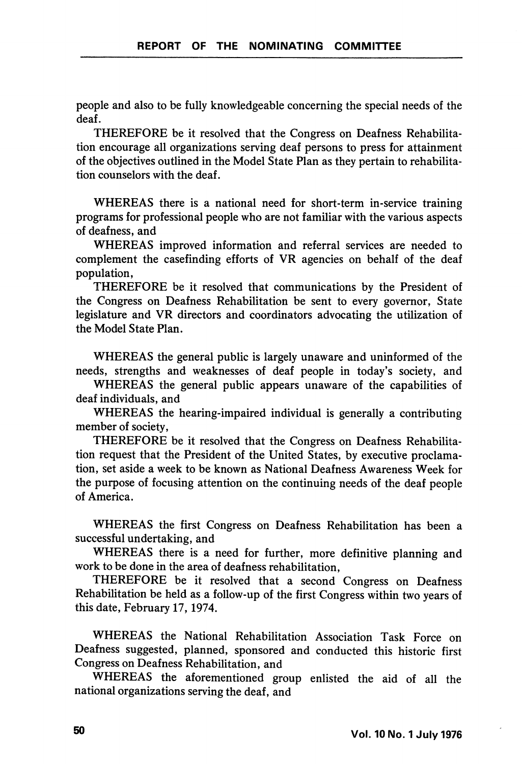people and also to be fully knowledgeable concerning the special needs of the deaf.

THEREFORE be it resolved that the Congress on Deafness Rehabilitation encourage all organizations serving deaf persons to press for attainment of the objectives outlined in the Model State Plan as they pertain to rehabilitation counselors with the deaf.

WHEREAS there is a national need for short-term in-service training programs for professional people who are not familiar with the various aspects of deafness, and

WHEREAS improved information and referral services are needed to complement the casefinding efforts of VR agencies on behalf of the deaf population,

THEREFORE be it resolved that communications by the President of the Congress on Deafness Rehabilitation be sent to every governor, State legislature and VR directors and coordinators advocating the utilization of the Model State Plan.

WHEREAS the general public is largely unaware and uninformed of the needs, strengths and weaknesses of deaf people in today's society, and

WHEREAS the general public appears unaware of the capabilities of deaf individuals, and

WHEREAS the hearing-impaired individual is generally a contributing member of society,

THEREFORE be it resolved that the Congress on Deafness Rehabilitation request that the President of the United States, by executive proclamation, set aside a week to be known as National Deafness Awareness Week for the purpose of focusing attention on the continuing needs of the deaf people of America.

WHEREAS the first Congress on Deafness Rehabilitation has been a successful undertaking, and

WHEREAS there is a need for further, more definitive planning and work to be done in the area of deafness rehabilitation,

THEREFORE be it resolved that a second Congress on Deafness Rehabilitation be held as a follow-up of the first Congress within two years of this date, February 17, 1974.

WHEREAS the National Rehabilitation Association Task Force on Deafness suggested, planned, sponsored and conducted this historic first Congress on Deafness Rehabilitation, and

WHEREAS the aforementioned group enlisted the aid of all the national organizations serving the deaf, and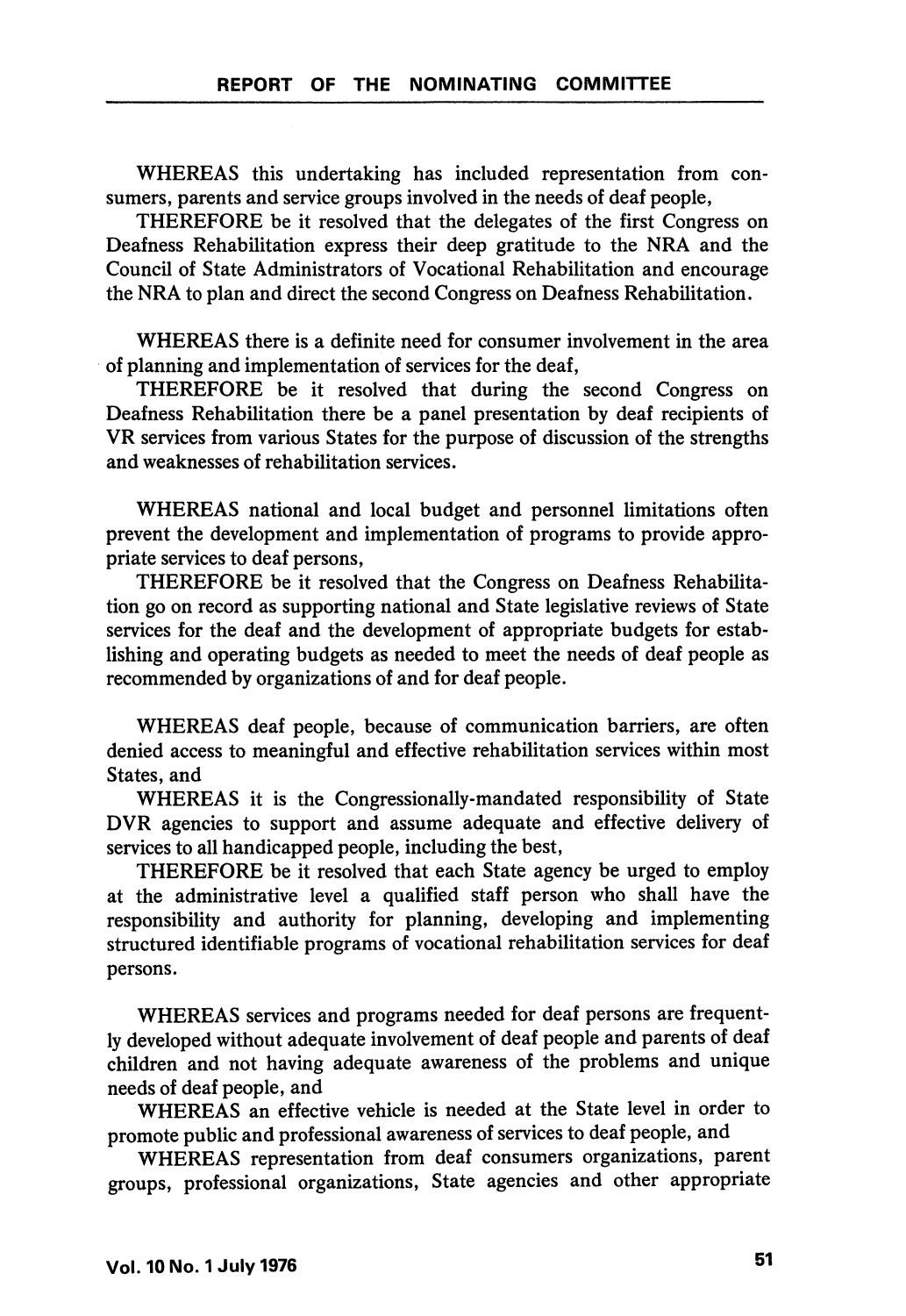WHEREAS this undertaking has included representation from consumers, parents and service groups involved in the needs of deaf people,

THEREFORE be it resolved that the delegates of the first Congress on Deafness Rehabilitation express their deep gratitude to the NRA and the Council of State Administrators of Vocational Rehabilitation and encourage the NRA to plan and direct the second Congress on Deafness Rehabilitation.

WHEREAS there is a definite need for consumer involvement in the area of planning and implementation of services for the deaf,

THEREFORE be it resolved that during the second Congress on Deafness Rehabilitation there be a panel presentation by deaf recipients of VR services from various States for the purpose of discussion of the strengths and weaknesses of rehabilitation services.

WHEREAS national and local budget and personnel limitations often prevent the development and implementation of programs to provide appropriate services to deaf persons,

THEREFORE be it resolved that the Congress on Deafness Rehabilitation go on record as supporting national and State legislative reviews of State services for the deaf and the development of appropriate budgets for establishing and operating budgets as needed to meet the needs of deaf people as recommended by organizations of and for deaf people.

WHEREAS deaf people, because of communication barriers, are often denied access to meaningful and effective rehabilitation services within most States, and

WHEREAS it is the Congressionally-mandated responsibility of State DVR agencies to support and assume adequate and effective delivery of services to all handicapped people, including the best,

THEREFORE be it resolved that each State agency be urged to employ at the administrative level a qualified staff person who shall have the responsibility and authority for planning, developing and implementing structured identifiable programs of vocational rehabilitation services for deaf persons.

WHEREAS services and programs needed for deaf persons are frequently developed without adequate involvement of deaf people and parents of deaf children and not having adequate awareness of the problems and unique needs of deaf people, and

WHEREAS an effective vehicle is needed at the State level in order to promote public and professional awareness of services to deaf people, and

WHEREAS representation from deaf consumers organizations, parent groups, professional organizations, State agencies and other appropriate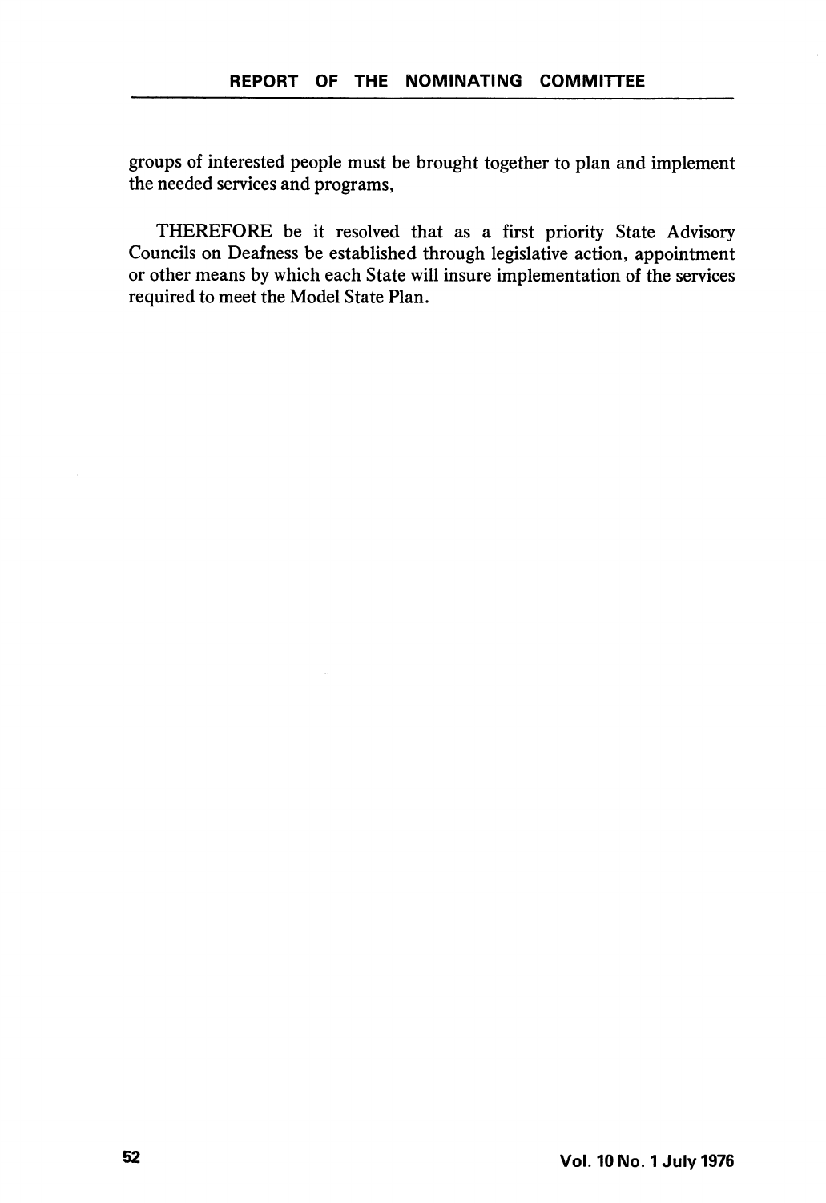groups of interested people must be brought together to plan and implement the needed services and programs,

THEREFORE be it resolved that as a first priority State Advisory Councils on Deafness be established through legislative action, appointment or other means by which each State will insure implementation of the services required to meet the Model State Plan.